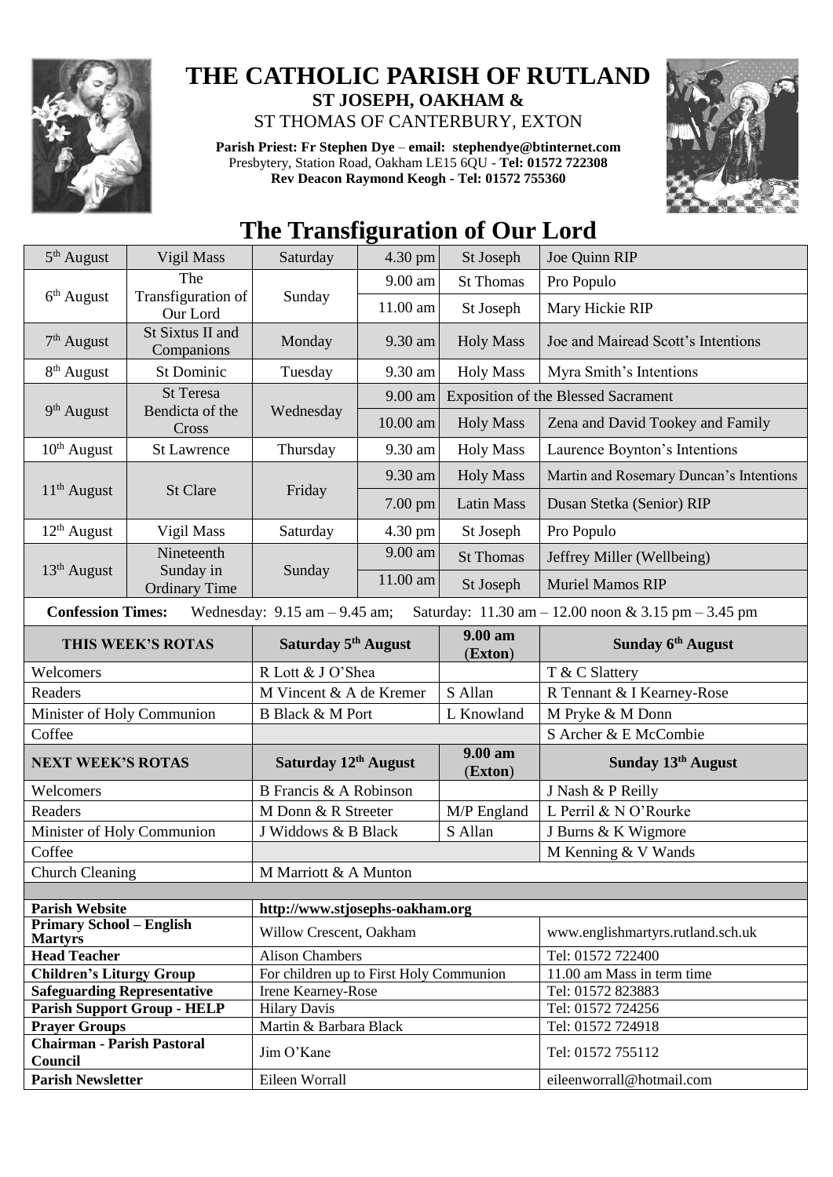# THE CATHOLIC PARISH OF RUTLAND

**ST JOSEPH, OAKHAM &**

ST THOMAS OF CANTERBURY, EXTON

**Parish Priest: Fr Stephen Dye** – **email: stephendye@btinternet.com**
Presbytery, Station Road, Oakham LE15 6QU - **Tel: 01572 722308**
**Rev Deacon Raymond Keogh - Tel: 01572 755360**

## The Transfiguration of Our Lord

| | | | | | |
|---|---|---|---|---|---|
| 5th August | Vigil Mass | Saturday | 4.30 pm | St Joseph | Joe Quinn RIP |
| 6th August | The Transfiguration of Our Lord | Sunday | 9.00 am | St Thomas | Pro Populo |
| | | | 11.00 am | St Joseph | Mary Hickie RIP |
| 7th August | St Sixtus II and Companions | Monday | 9.30 am | Holy Mass | Joe and Mairead Scott's Intentions |
| 8th August | St Dominic | Tuesday | 9.30 am | Holy Mass | Myra Smith's Intentions |
| 9th August | St Teresa Bendicta of the Cross | Wednesday | 9.00 am | Exposition of the Blessed Sacrament | |
| | | | 10.00 am | Holy Mass | Zena and David Tookey and Family |
| 10th August | St Lawrence | Thursday | 9.30 am | Holy Mass | Laurence Boynton's Intentions |
| 11th August | St Clare | Friday | 9.30 am | Holy Mass | Martin and Rosemary Duncan's Intentions |
| | | | 7.00 pm | Latin Mass | Dusan Stetka (Senior) RIP |
| 12th August | Vigil Mass | Saturday | 4.30 pm | St Joseph | Pro Populo |
| 13th August | Nineteenth Sunday in Ordinary Time | Sunday | 9.00 am | St Thomas | Jeffrey Miller (Wellbeing) |
| | | | 11.00 am | St Joseph | Muriel Mamos RIP |

**Confession Times:** Wednesday: 9.15 am – 9.45 am; Saturday: 11.30 am – 12.00 noon & 3.15 pm – 3.45 pm

| **THIS WEEK'S ROTAS** | **Saturday 5th August** | **9.00 am (Exton)** | **Sunday 6th August** |
|---|---|---|---|
| Welcomers | R Lott & J O'Shea | | T & C Slattery |
| Readers | M Vincent & A de Kremer | S Allan | R Tennant & I Kearney-Rose |
| Minister of Holy Communion | B Black & M Port | L Knowland | M Pryke & M Donn |
| Coffee | | | S Archer & E McCombie |
| **NEXT WEEK'S ROTAS** | **Saturday 12th August** | **9.00 am (Exton)** | **Sunday 13th August** |
| Welcomers | B Francis & A Robinson | | J Nash & P Reilly |
| Readers | M Donn & R Streeter | M/P England | L Perril & N O'Rourke |
| Minister of Holy Communion | J Widdows & B Black | S Allan | J Burns & K Wigmore |
| Coffee | | | M Kenning & V Wands |
| Church Cleaning | M Marriott & A Munton | | |

| | | |
|---|---|---|
| **Parish Website** | http://www.stjosephs-oakham.org | |
| **Primary School – English Martyrs** | Willow Crescent, Oakham | www.englishmartyrs.rutland.sch.uk |
| **Head Teacher** | Alison Chambers | Tel: 01572 722400 |
| **Children's Liturgy Group** | For children up to First Holy Communion | 11.00 am Mass in term time |
| **Safeguarding Representative** | Irene Kearney-Rose | Tel: 01572 823883 |
| **Parish Support Group - HELP** | Hilary Davis | Tel: 01572 724256 |
| **Prayer Groups** | Martin & Barbara Black | Tel: 01572 724918 |
| **Chairman - Parish Pastoral Council** | Jim O'Kane | Tel: 01572 755112 |
| **Parish Newsletter** | Eileen Worrall | eileenworrall@hotmail.com |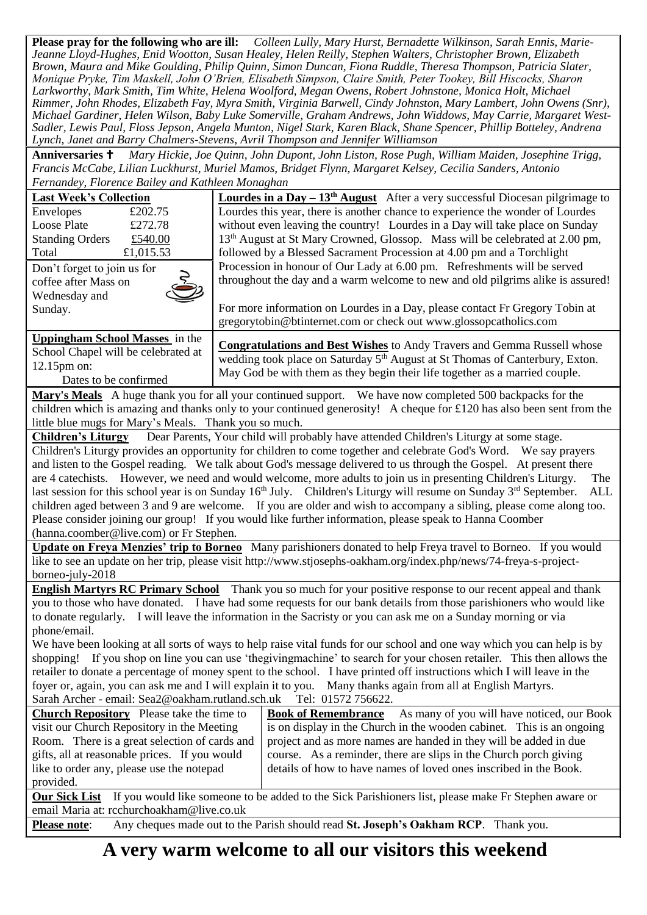**Please pray for the following who are ill:** *Colleen Lully, Mary Hurst, Bernadette Wilkinson, Sarah Ennis, Marie-Jeanne Lloyd-Hughes, Enid Wootton, Susan Healey, Helen Reilly, Stephen Walters, Christopher Brown, Elizabeth Brown, Maura and Mike Goulding, Philip Quinn, Simon Duncan, Fiona Ruddle, Theresa Thompson, Patricia Slater, Monique Pryke, Tim Maskell, John O'Brien, Elisabeth Simpson, Claire Smith, Peter Tookey, Bill Hiscocks, Sharon Larkworthy, Mark Smith, Tim White, Helena Woolford, Megan Owens, Robert Johnstone, Monica Holt, Michael Rimmer, John Rhodes, Elizabeth Fay, Myra Smith, Virginia Barwell, Cindy Johnston, Mary Lambert, John Owens (Snr), Michael Gardiner, Helen Wilson, Baby Luke Somerville, Graham Andrews, John Widdows, May Carrie, Margaret West-Sadler, Lewis Paul, Floss Jepson, Angela Munton, Nigel Stark, Karen Black, Shane Spencer, Phillip Botteley, Andrena Lynch, Janet and Barry Chalmers-Stevens, Avril Thompson and Jennifer Williamson*

**Anniversaries ✝** *Mary Hickie, Joe Quinn, John Dupont, John Liston, Rose Pugh, William Maiden, Josephine Trigg, Francis McCabe, Lilian Luckhurst, Muriel Mamos, Bridget Flynn, Margaret Kelsey, Cecilia Sanders, Antonio Fernandey, Florence Bailey and Kathleen Monaghan*

**Last Week's Collection**

| | |
|---|---|
| Envelopes | £202.75 |
| Loose Plate | £272.78 |
| Standing Orders | £540.00 |
| Total | £1,015.53 |

Don't forget to join us for coffee after Mass on Wednesday and Sunday.

**Lourdes in a Day – 13th August** After a very successful Diocesan pilgrimage to Lourdes this year, there is another chance to experience the wonder of Lourdes without even leaving the country! Lourdes in a Day will take place on Sunday 13th August at St Mary Crowned, Glossop. Mass will be celebrated at 2.00 pm, followed by a Blessed Sacrament Procession at 4.00 pm and a Torchlight Procession in honour of Our Lady at 6.00 pm. Refreshments will be served throughout the day and a warm welcome to new and old pilgrims alike is assured!

For more information on Lourdes in a Day, please contact Fr Gregory Tobin at gregorytobin@btinternet.com or check out www.glossopcatholics.com

**Uppingham School Masses** in the School Chapel will be celebrated at 12.15pm on:
Dates to be confirmed

**Congratulations and Best Wishes** to Andy Travers and Gemma Russell whose wedding took place on Saturday 5th August at St Thomas of Canterbury, Exton. May God be with them as they begin their life together as a married couple.

**Mary's Meals** A huge thank you for all your continued support. We have now completed 500 backpacks for the children which is amazing and thanks only to your continued generosity! A cheque for £120 has also been sent from the little blue mugs for Mary's Meals. Thank you so much.

**Children's Liturgy** Dear Parents, Your child will probably have attended Children's Liturgy at some stage. Children's Liturgy provides an opportunity for children to come together and celebrate God's Word. We say prayers and listen to the Gospel reading. We talk about God's message delivered to us through the Gospel. At present there are 4 catechists. However, we need and would welcome, more adults to join us in presenting Children's Liturgy. The last session for this school year is on Sunday 16th July. Children's Liturgy will resume on Sunday 3rd September. ALL children aged between 3 and 9 are welcome. If you are older and wish to accompany a sibling, please come along too. Please consider joining our group! If you would like further information, please speak to Hanna Coomber (hanna.coomber@live.com) or Fr Stephen.

**Update on Freya Menzies' trip to Borneo** Many parishioners donated to help Freya travel to Borneo. If you would like to see an update on her trip, please visit http://www.stjosephs-oakham.org/index.php/news/74-freya-s-project-borneo-july-2018

**English Martyrs RC Primary School** Thank you so much for your positive response to our recent appeal and thank you to those who have donated. I have had some requests for our bank details from those parishioners who would like to donate regularly. I will leave the information in the Sacristy or you can ask me on a Sunday morning or via phone/email.

We have been looking at all sorts of ways to help raise vital funds for our school and one way which you can help is by shopping! If you shop on line you can use 'thegivingmachine' to search for your chosen retailer. This then allows the retailer to donate a percentage of money spent to the school. I have printed off instructions which I will leave in the foyer or, again, you can ask me and I will explain it to you. Many thanks again from all at English Martyrs.
Sarah Archer - email: Sea2@oakham.rutland.sch.uk Tel: 01572 756622.

**Church Repository** Please take the time to visit our Church Repository in the Meeting Room. There is a great selection of cards and gifts, all at reasonable prices. If you would like to order any, please use the notepad provided.

**Book of Remembrance** As many of you will have noticed, our Book is on display in the Church in the wooden cabinet. This is an ongoing project and as more names are handed in they will be added in due course. As a reminder, there are slips in the Church porch giving details of how to have names of loved ones inscribed in the Book.

**Our Sick List** If you would like someone to be added to the Sick Parishioners list, please make Fr Stephen aware or email Maria at: rcchurchoakham@live.co.uk

**Please note**: Any cheques made out to the Parish should read **St. Joseph's Oakham RCP**. Thank you.

# A very warm welcome to all our visitors this weekend